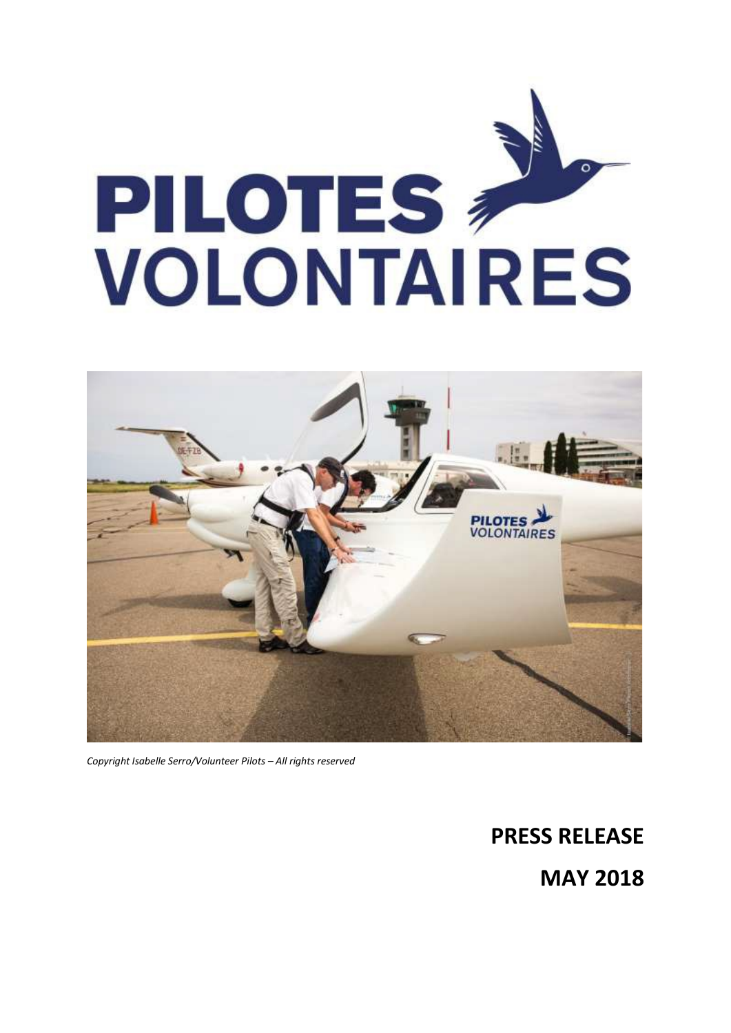# PILOTES VOLONTAIRES

*Copyright Isabelle Serro/Volunteer Pilots – All rights reserved*

**PRESS RELEASE**

**MAY 2018**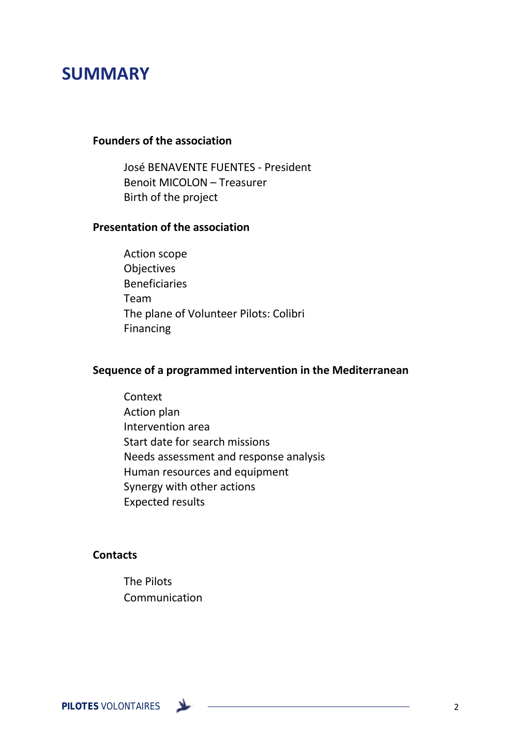# SUMMARY

**Founders of the association**

- José BENAVENTE FUENTES - President
- Benoit MICOLON – Treasurer
- Birth of the project

**Presentation of the association**

- Action scope
- Objectives
- Beneficiaries
- Team
- The plane of Volunteer Pilots: Colibri
- Financing

**Sequence of a programmed intervention in the Mediterranean**

- Context
- Action plan
- Intervention area
- Start date for search missions
- Needs assessment and response analysis
- Human resources and equipment
- Synergy with other actions
- Expected results

**Contacts**

- The Pilots
- Communication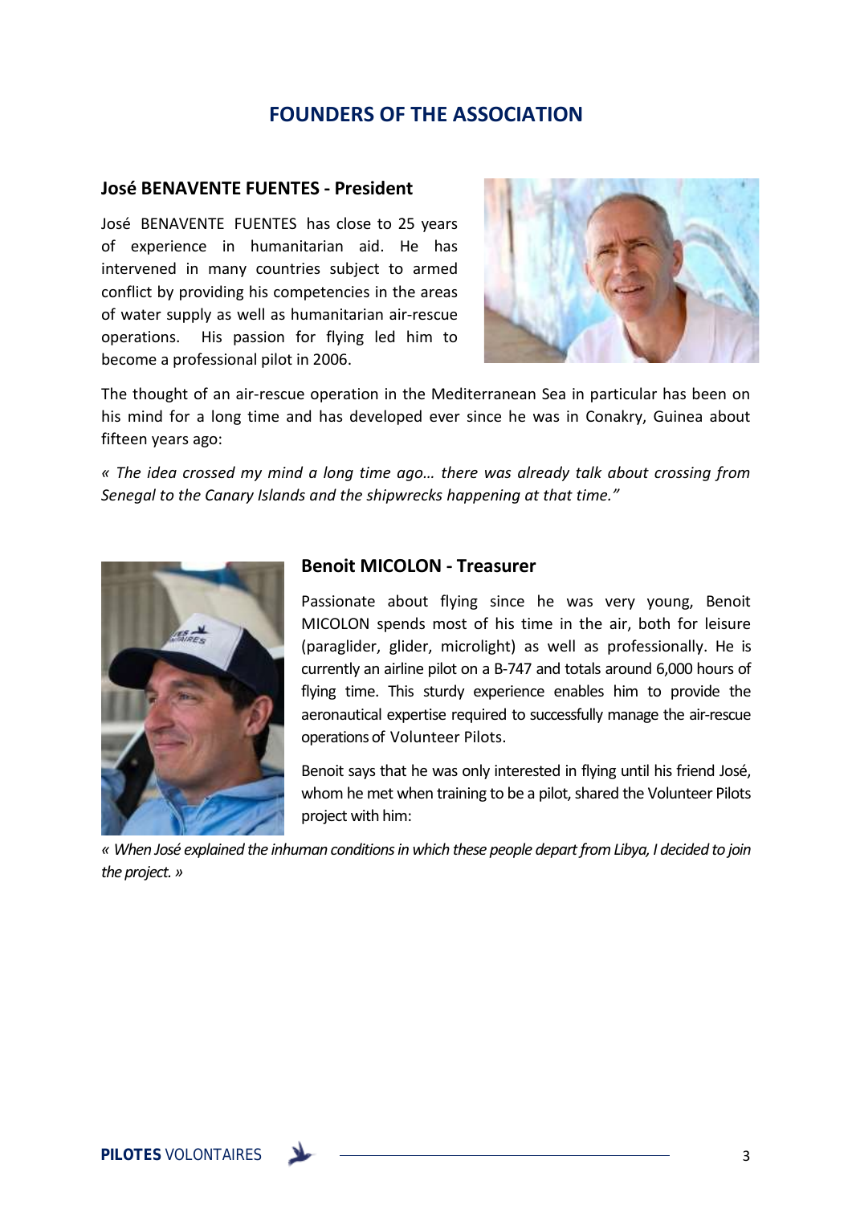## FOUNDERS OF THE ASSOCIATION

### José BENAVENTE FUENTES - President

José BENAVENTE FUENTES has close to 25 years of experience in humanitarian aid. He has intervened in many countries subject to armed conflict by providing his competencies in the areas of water supply as well as humanitarian air-rescue operations. His passion for flying led him to become a professional pilot in 2006.

The thought of an air-rescue operation in the Mediterranean Sea in particular has been on his mind for a long time and has developed ever since he was in Conakry, Guinea about fifteen years ago:

*« The idea crossed my mind a long time ago… there was already talk about crossing from Senegal to the Canary Islands and the shipwrecks happening at that time."*

### Benoit MICOLON - Treasurer

Passionate about flying since he was very young, Benoit MICOLON spends most of his time in the air, both for leisure (paraglider, glider, microlight) as well as professionally. He is currently an airline pilot on a B-747 and totals around 6,000 hours of flying time. This sturdy experience enables him to provide the aeronautical expertise required to successfully manage the air-rescue operations of Volunteer Pilots.

Benoit says that he was only interested in flying until his friend José, whom he met when training to be a pilot, shared the Volunteer Pilots project with him:

*« When José explained the inhuman conditions in which these people depart from Libya, I decided to join the project. »*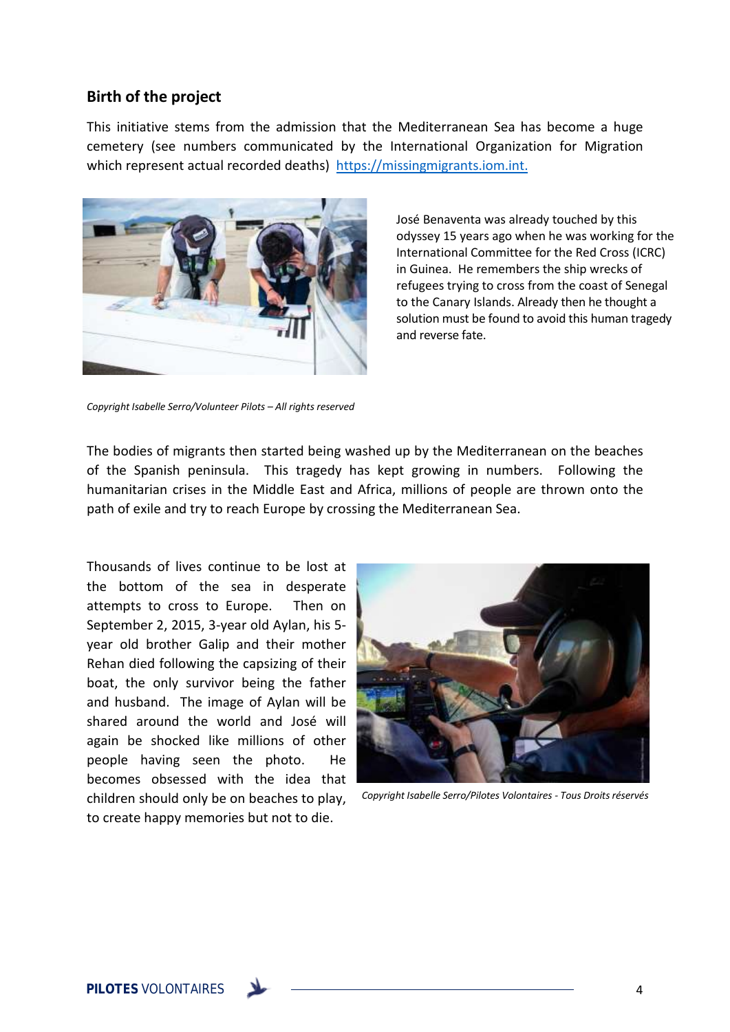## Birth of the project

This initiative stems from the admission that the Mediterranean Sea has become a huge cemetery (see numbers communicated by the International Organization for Migration which represent actual recorded deaths) https://missingmigrants.iom.int.

José Benaventa was already touched by this odyssey 15 years ago when he was working for the International Committee for the Red Cross (ICRC) in Guinea. He remembers the ship wrecks of refugees trying to cross from the coast of Senegal to the Canary Islands. Already then he thought a solution must be found to avoid this human tragedy and reverse fate.

*Copyright Isabelle Serro/Volunteer Pilots – All rights reserved*

The bodies of migrants then started being washed up by the Mediterranean on the beaches of the Spanish peninsula. This tragedy has kept growing in numbers. Following the humanitarian crises in the Middle East and Africa, millions of people are thrown onto the path of exile and try to reach Europe by crossing the Mediterranean Sea.

Thousands of lives continue to be lost at the bottom of the sea in desperate attempts to cross to Europe. Then on September 2, 2015, 3-year old Aylan, his 5-year old brother Galip and their mother Rehan died following the capsizing of their boat, the only survivor being the father and husband. The image of Aylan will be shared around the world and José will again be shocked like millions of other people having seen the photo. He becomes obsessed with the idea that children should only be on beaches to play, to create happy memories but not to die.

*Copyright Isabelle Serro/Pilotes Volontaires - Tous Droits réservés*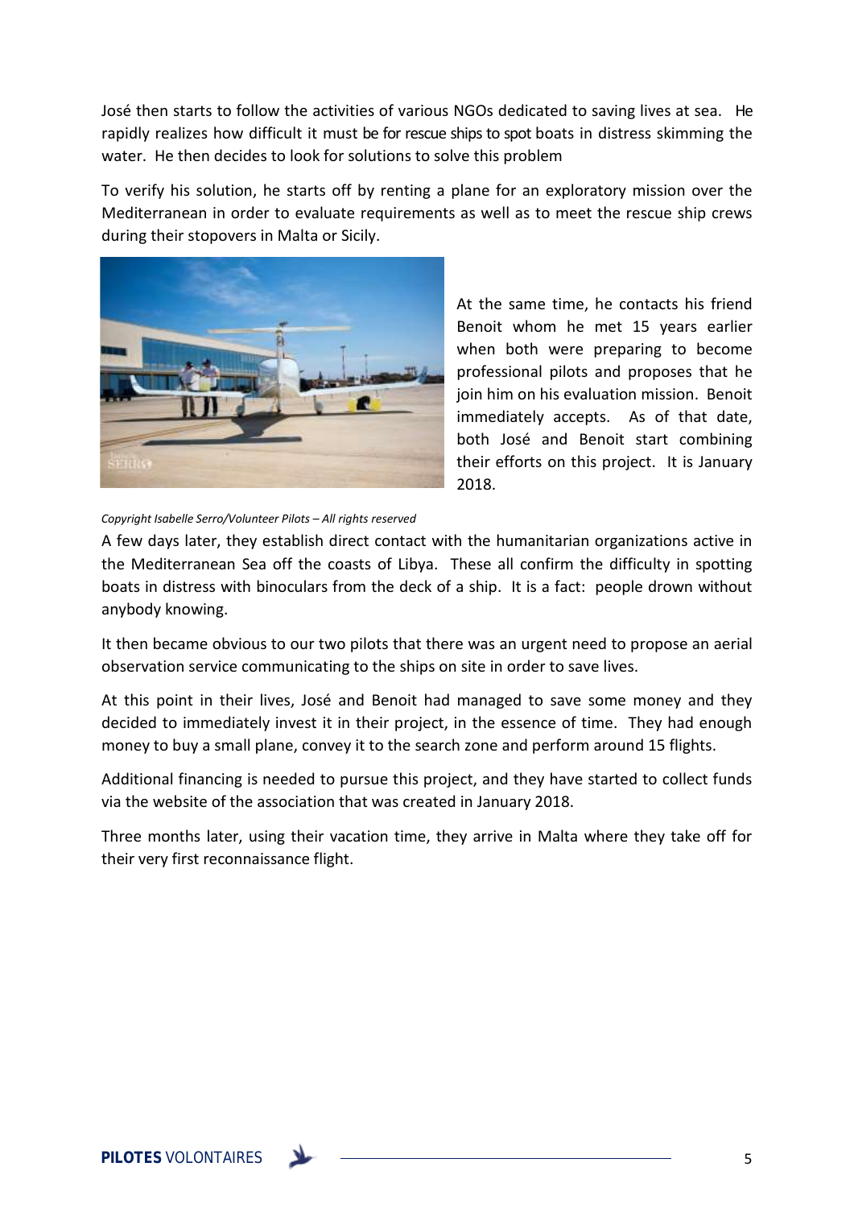José then starts to follow the activities of various NGOs dedicated to saving lives at sea. He rapidly realizes how difficult it must be for rescue ships to spot boats in distress skimming the water. He then decides to look for solutions to solve this problem

To verify his solution, he starts off by renting a plane for an exploratory mission over the Mediterranean in order to evaluate requirements as well as to meet the rescue ship crews during their stopovers in Malta or Sicily.

At the same time, he contacts his friend Benoit whom he met 15 years earlier when both were preparing to become professional pilots and proposes that he join him on his evaluation mission. Benoit immediately accepts. As of that date, both José and Benoit start combining their efforts on this project. It is January 2018.

*Copyright Isabelle Serro/Volunteer Pilots – All rights reserved*

A few days later, they establish direct contact with the humanitarian organizations active in the Mediterranean Sea off the coasts of Libya. These all confirm the difficulty in spotting boats in distress with binoculars from the deck of a ship. It is a fact: people drown without anybody knowing.

It then became obvious to our two pilots that there was an urgent need to propose an aerial observation service communicating to the ships on site in order to save lives.

At this point in their lives, José and Benoit had managed to save some money and they decided to immediately invest it in their project, in the essence of time. They had enough money to buy a small plane, convey it to the search zone and perform around 15 flights.

Additional financing is needed to pursue this project, and they have started to collect funds via the website of the association that was created in January 2018.

Three months later, using their vacation time, they arrive in Malta where they take off for their very first reconnaissance flight.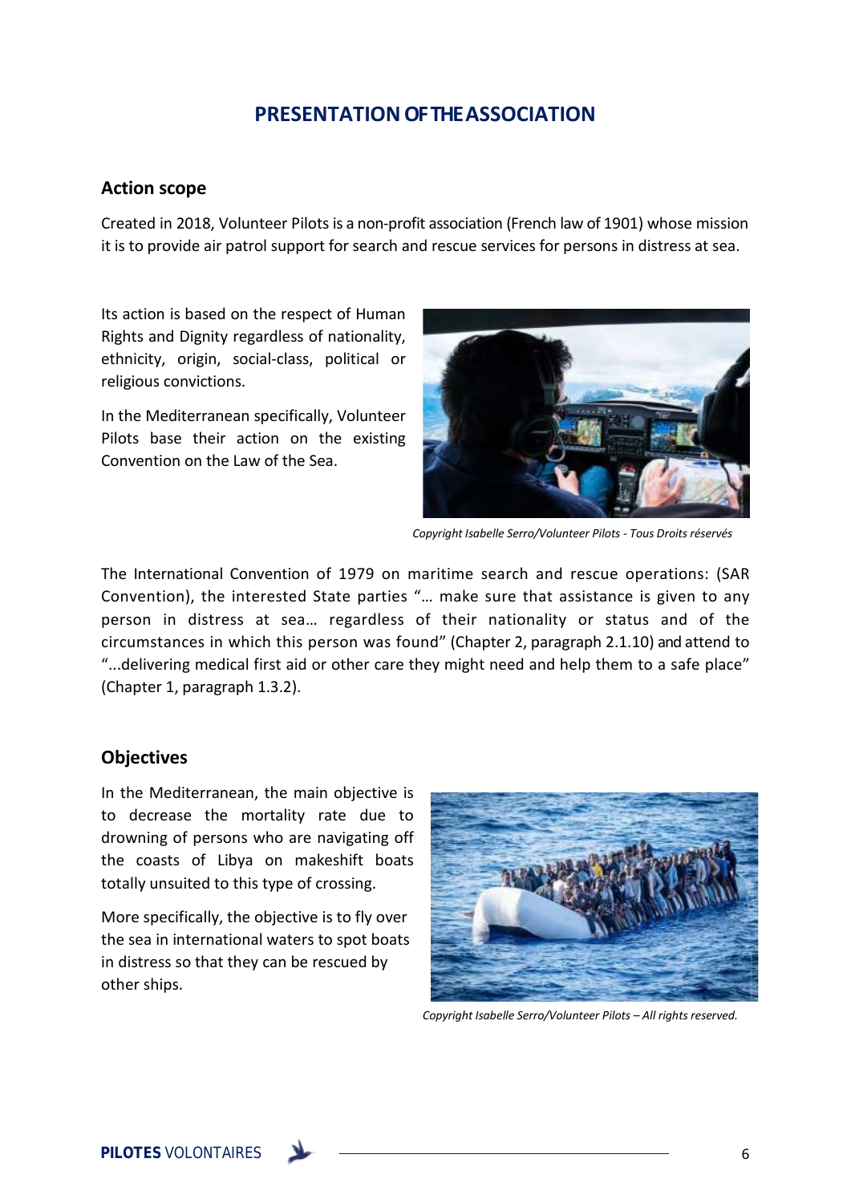# PRESENTATION OF THE ASSOCIATION

## Action scope

Created in 2018, Volunteer Pilots is a non-profit association (French law of 1901) whose mission it is to provide air patrol support for search and rescue services for persons in distress at sea.

Its action is based on the respect of Human Rights and Dignity regardless of nationality, ethnicity, origin, social-class, political or religious convictions.

In the Mediterranean specifically, Volunteer Pilots base their action on the existing Convention on the Law of the Sea.

*Copyright Isabelle Serro/Volunteer Pilots - Tous Droits réservés*

The International Convention of 1979 on maritime search and rescue operations: (SAR Convention), the interested State parties "… make sure that assistance is given to any person in distress at sea… regardless of their nationality or status and of the circumstances in which this person was found" (Chapter 2, paragraph 2.1.10) and attend to "...delivering medical first aid or other care they might need and help them to a safe place" (Chapter 1, paragraph 1.3.2).

## Objectives

In the Mediterranean, the main objective is to decrease the mortality rate due to drowning of persons who are navigating off the coasts of Libya on makeshift boats totally unsuited to this type of crossing.

More specifically, the objective is to fly over the sea in international waters to spot boats in distress so that they can be rescued by other ships.

*Copyright Isabelle Serro/Volunteer Pilots – All rights reserved.*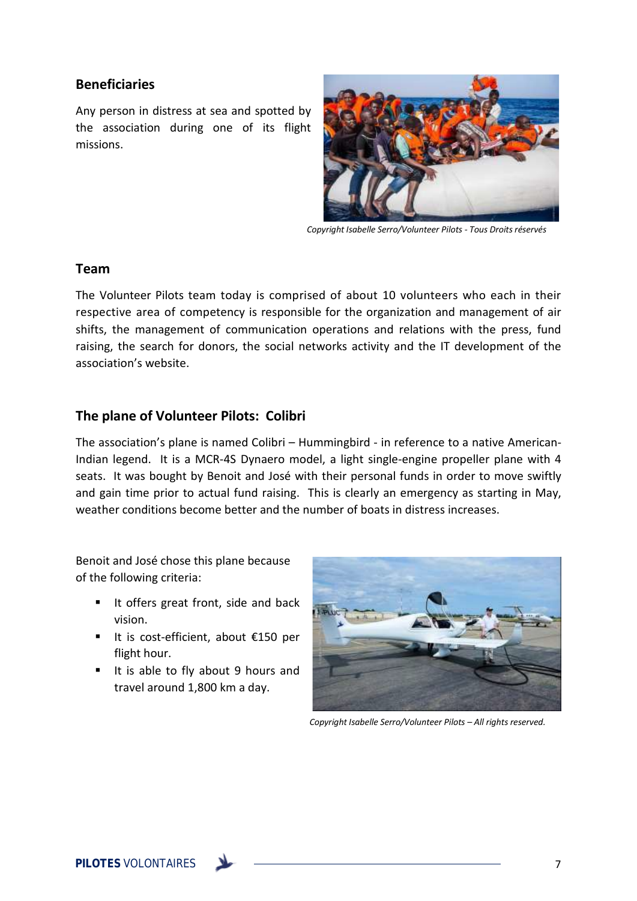## Beneficiaries

Any person in distress at sea and spotted by the association during one of its flight missions.

*Copyright Isabelle Serro/Volunteer Pilots - Tous Droits réservés*

## Team

The Volunteer Pilots team today is comprised of about 10 volunteers who each in their respective area of competency is responsible for the organization and management of air shifts, the management of communication operations and relations with the press, fund raising, the search for donors, the social networks activity and the IT development of the association's website.

## The plane of Volunteer Pilots: Colibri

The association's plane is named Colibri – Hummingbird - in reference to a native American-Indian legend. It is a MCR-4S Dynaero model, a light single-engine propeller plane with 4 seats. It was bought by Benoit and José with their personal funds in order to move swiftly and gain time prior to actual fund raising. This is clearly an emergency as starting in May, weather conditions become better and the number of boats in distress increases.

Benoit and José chose this plane because of the following criteria:

- It offers great front, side and back vision.
- It is cost-efficient, about €150 per flight hour.
- It is able to fly about 9 hours and travel around 1,800 km a day.

*Copyright Isabelle Serro/Volunteer Pilots – All rights reserved.*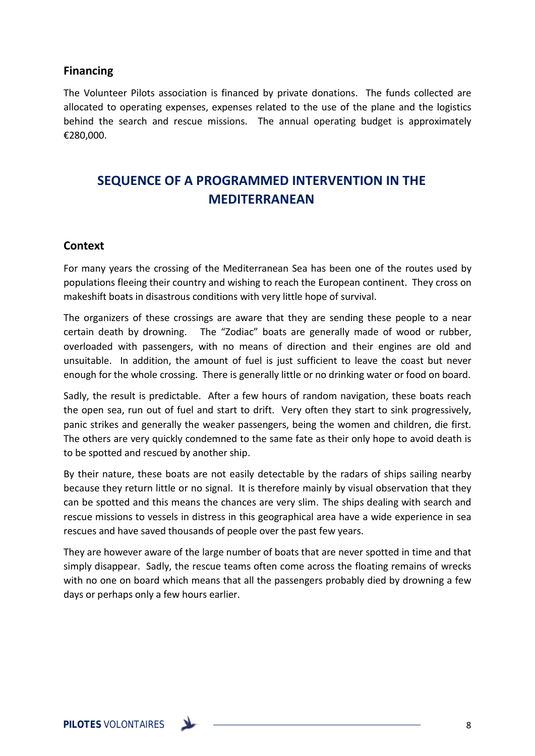### Financing

The Volunteer Pilots association is financed by private donations. The funds collected are allocated to operating expenses, expenses related to the use of the plane and the logistics behind the search and rescue missions. The annual operating budget is approximately €280,000.

## SEQUENCE OF A PROGRAMMED INTERVENTION IN THE MEDITERRANEAN

### Context

For many years the crossing of the Mediterranean Sea has been one of the routes used by populations fleeing their country and wishing to reach the European continent. They cross on makeshift boats in disastrous conditions with very little hope of survival.

The organizers of these crossings are aware that they are sending these people to a near certain death by drowning. The "Zodiac" boats are generally made of wood or rubber, overloaded with passengers, with no means of direction and their engines are old and unsuitable. In addition, the amount of fuel is just sufficient to leave the coast but never enough for the whole crossing. There is generally little or no drinking water or food on board.

Sadly, the result is predictable. After a few hours of random navigation, these boats reach the open sea, run out of fuel and start to drift. Very often they start to sink progressively, panic strikes and generally the weaker passengers, being the women and children, die first. The others are very quickly condemned to the same fate as their only hope to avoid death is to be spotted and rescued by another ship.

By their nature, these boats are not easily detectable by the radars of ships sailing nearby because they return little or no signal. It is therefore mainly by visual observation that they can be spotted and this means the chances are very slim. The ships dealing with search and rescue missions to vessels in distress in this geographical area have a wide experience in sea rescues and have saved thousands of people over the past few years.

They are however aware of the large number of boats that are never spotted in time and that simply disappear. Sadly, the rescue teams often come across the floating remains of wrecks with no one on board which means that all the passengers probably died by drowning a few days or perhaps only a few hours earlier.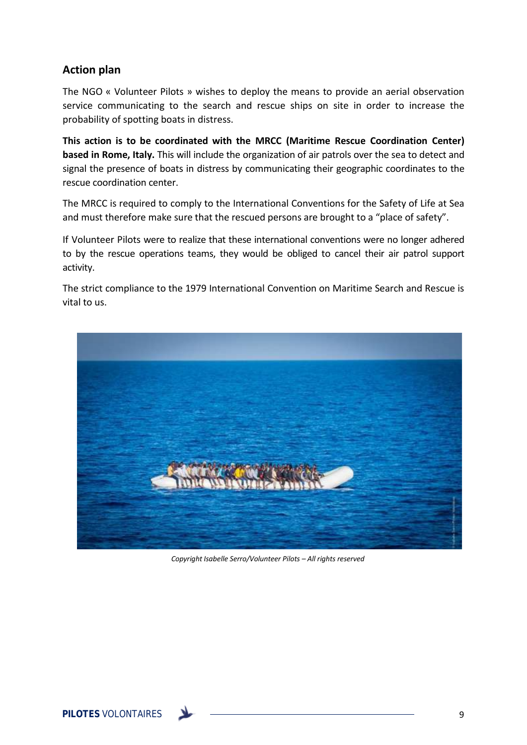## Action plan

The NGO « Volunteer Pilots » wishes to deploy the means to provide an aerial observation service communicating to the search and rescue ships on site in order to increase the probability of spotting boats in distress.

**This action is to be coordinated with the MRCC (Maritime Rescue Coordination Center) based in Rome, Italy.** This will include the organization of air patrols over the sea to detect and signal the presence of boats in distress by communicating their geographic coordinates to the rescue coordination center.

The MRCC is required to comply to the International Conventions for the Safety of Life at Sea and must therefore make sure that the rescued persons are brought to a "place of safety".

If Volunteer Pilots were to realize that these international conventions were no longer adhered to by the rescue operations teams, they would be obliged to cancel their air patrol support activity.

The strict compliance to the 1979 International Convention on Maritime Search and Rescue is vital to us.

*Copyright Isabelle Serro/Volunteer Pilots – All rights reserved*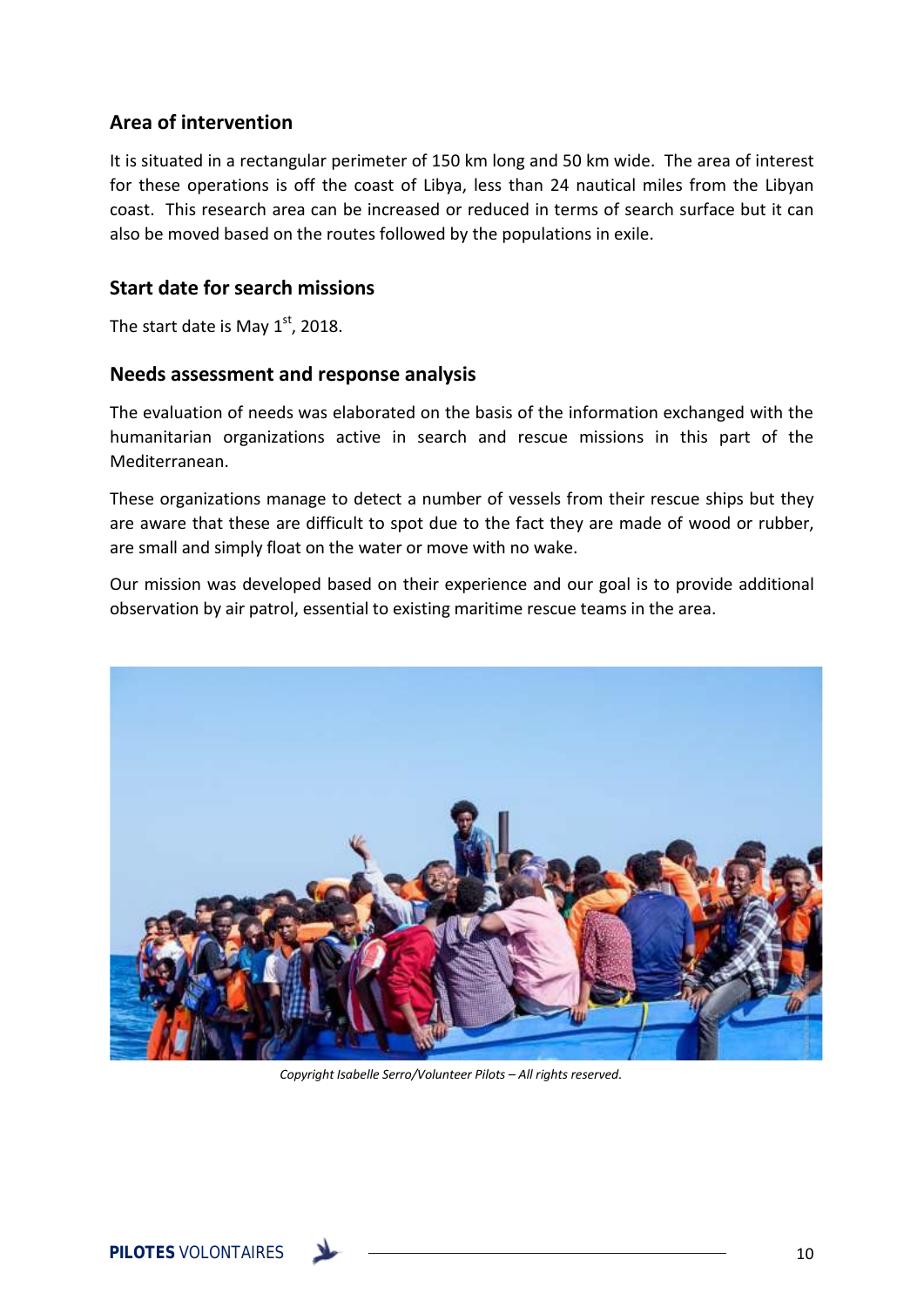## Area of intervention

It is situated in a rectangular perimeter of 150 km long and 50 km wide. The area of interest for these operations is off the coast of Libya, less than 24 nautical miles from the Libyan coast. This research area can be increased or reduced in terms of search surface but it can also be moved based on the routes followed by the populations in exile.

## Start date for search missions

The start date is May 1st, 2018.

## Needs assessment and response analysis

The evaluation of needs was elaborated on the basis of the information exchanged with the humanitarian organizations active in search and rescue missions in this part of the Mediterranean.

These organizations manage to detect a number of vessels from their rescue ships but they are aware that these are difficult to spot due to the fact they are made of wood or rubber, are small and simply float on the water or move with no wake.

Our mission was developed based on their experience and our goal is to provide additional observation by air patrol, essential to existing maritime rescue teams in the area.

*Copyright Isabelle Serro/Volunteer Pilots – All rights reserved.*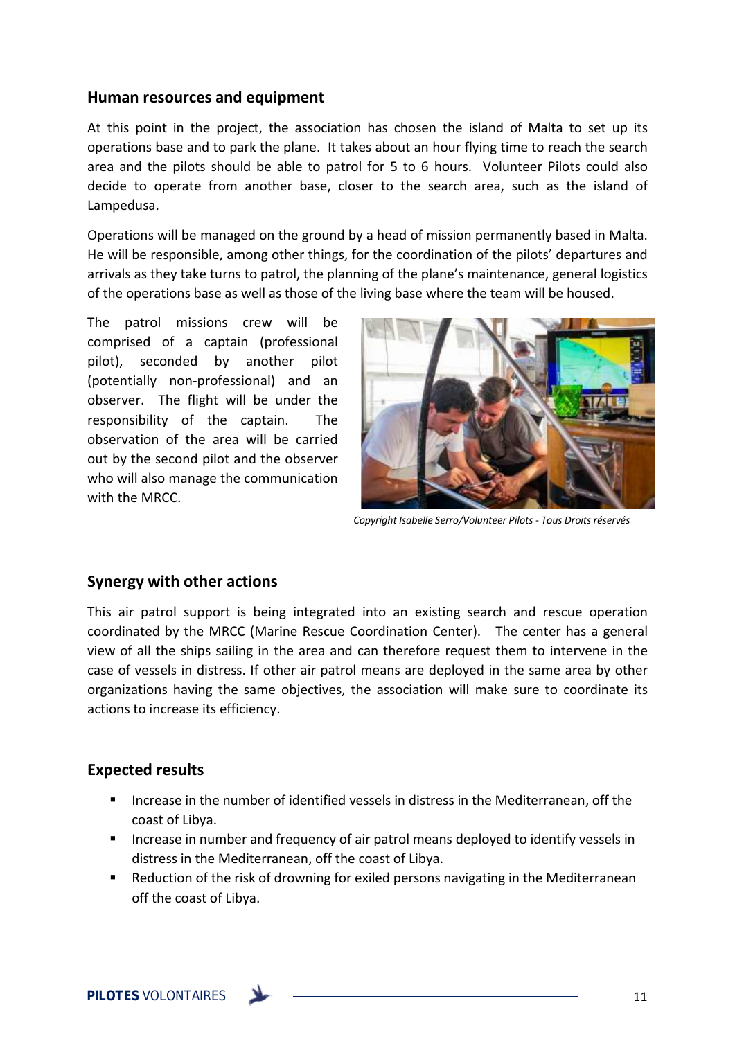## Human resources and equipment

At this point in the project, the association has chosen the island of Malta to set up its operations base and to park the plane. It takes about an hour flying time to reach the search area and the pilots should be able to patrol for 5 to 6 hours. Volunteer Pilots could also decide to operate from another base, closer to the search area, such as the island of Lampedusa.

Operations will be managed on the ground by a head of mission permanently based in Malta. He will be responsible, among other things, for the coordination of the pilots' departures and arrivals as they take turns to patrol, the planning of the plane's maintenance, general logistics of the operations base as well as those of the living base where the team will be housed.

The patrol missions crew will be comprised of a captain (professional pilot), seconded by another pilot (potentially non-professional) and an observer. The flight will be under the responsibility of the captain. The observation of the area will be carried out by the second pilot and the observer who will also manage the communication with the MRCC.

*Copyright Isabelle Serro/Volunteer Pilots - Tous Droits réservés*

## Synergy with other actions

This air patrol support is being integrated into an existing search and rescue operation coordinated by the MRCC (Marine Rescue Coordination Center). The center has a general view of all the ships sailing in the area and can therefore request them to intervene in the case of vessels in distress. If other air patrol means are deployed in the same area by other organizations having the same objectives, the association will make sure to coordinate its actions to increase its efficiency.

## Expected results

- Increase in the number of identified vessels in distress in the Mediterranean, off the coast of Libya.
- Increase in number and frequency of air patrol means deployed to identify vessels in distress in the Mediterranean, off the coast of Libya.
- Reduction of the risk of drowning for exiled persons navigating in the Mediterranean off the coast of Libya.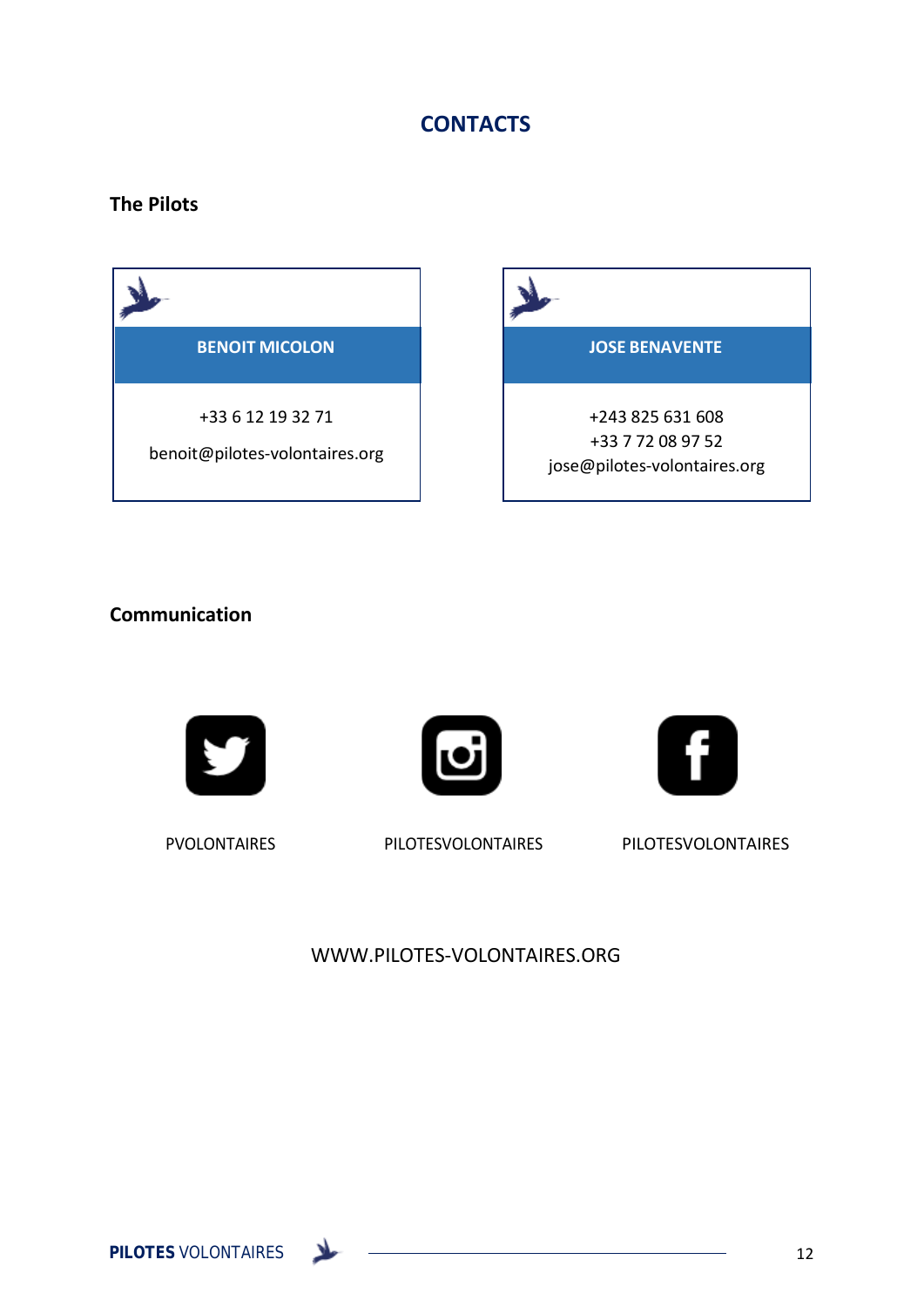# CONTACTS

## The Pilots

**BENOIT MICOLON**

+33 6 12 19 32 71

benoit@pilotes-volontaires.org

**JOSE BENAVENTE**

+243 825 631 608
+33 7 72 08 97 52
jose@pilotes-volontaires.org

## Communication

PVOLONTAIRES

PILOTESVOLONTAIRES

PILOTESVOLONTAIRES

WWW.PILOTES-VOLONTAIRES.ORG